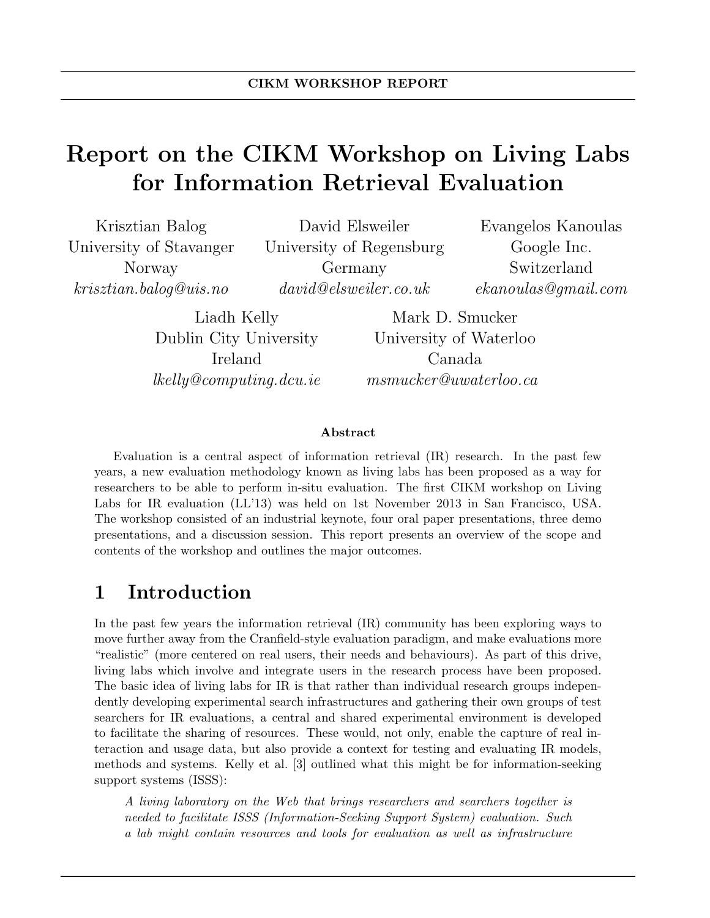# Report on the CIKM Workshop on Living Labs for Information Retrieval Evaluation

Krisztian Balog
University of Stavanger
Norway
*krisztian.balog@uis.no*

David Elsweiler
University of Regensburg
Germany
*david@elsweiler.co.uk*

Evangelos Kanoulas
Google Inc.
Switzerland
*ekanoulas@gmail.com*

Liadh Kelly
Dublin City University
Ireland
*lkelly@computing.dcu.ie*

Mark D. Smucker
University of Waterloo
Canada
*msmucker@uwaterloo.ca*

**Abstract**

Evaluation is a central aspect of information retrieval (IR) research. In the past few years, a new evaluation methodology known as living labs has been proposed as a way for researchers to be able to perform in-situ evaluation. The first CIKM workshop on Living Labs for IR evaluation (LL'13) was held on 1st November 2013 in San Francisco, USA. The workshop consisted of an industrial keynote, four oral paper presentations, three demo presentations, and a discussion session. This report presents an overview of the scope and contents of the workshop and outlines the major outcomes.

## 1 Introduction

In the past few years the information retrieval (IR) community has been exploring ways to move further away from the Cranfield-style evaluation paradigm, and make evaluations more "realistic" (more centered on real users, their needs and behaviours). As part of this drive, living labs which involve and integrate users in the research process have been proposed. The basic idea of living labs for IR is that rather than individual research groups independently developing experimental search infrastructures and gathering their own groups of test searchers for IR evaluations, a central and shared experimental environment is developed to facilitate the sharing of resources. These would, not only, enable the capture of real interaction and usage data, but also provide a context for testing and evaluating IR models, methods and systems. Kelly et al. [3] outlined what this might be for information-seeking support systems (ISSS):

> *A living laboratory on the Web that brings researchers and searchers together is needed to facilitate ISSS (Information-Seeking Support System) evaluation. Such a lab might contain resources and tools for evaluation as well as infrastructure*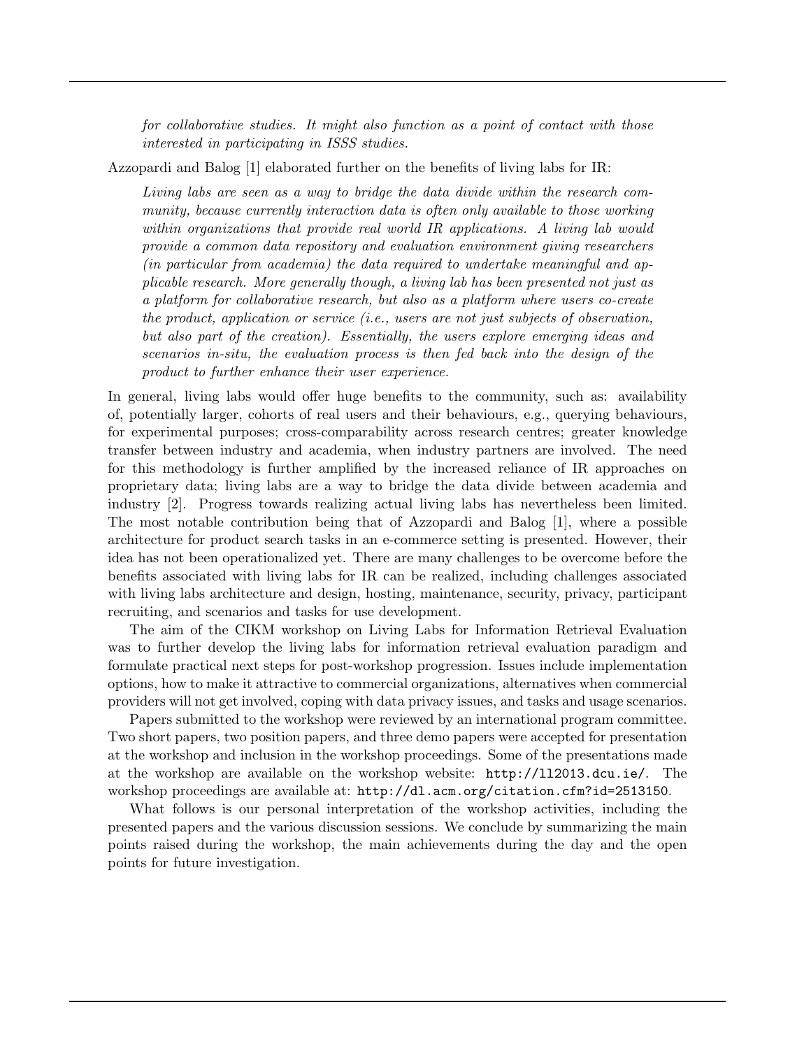*for collaborative studies. It might also function as a point of contact with those interested in participating in ISSS studies.*

Azzopardi and Balog [1] elaborated further on the benefits of living labs for IR:

> *Living labs are seen as a way to bridge the data divide within the research community, because currently interaction data is often only available to those working within organizations that provide real world IR applications. A living lab would provide a common data repository and evaluation environment giving researchers (in particular from academia) the data required to undertake meaningful and applicable research. More generally though, a living lab has been presented not just as a platform for collaborative research, but also as a platform where users co-create the product, application or service (i.e., users are not just subjects of observation, but also part of the creation). Essentially, the users explore emerging ideas and scenarios in-situ, the evaluation process is then fed back into the design of the product to further enhance their user experience.*

In general, living labs would offer huge benefits to the community, such as: availability of, potentially larger, cohorts of real users and their behaviours, e.g., querying behaviours, for experimental purposes; cross-comparability across research centres; greater knowledge transfer between industry and academia, when industry partners are involved. The need for this methodology is further amplified by the increased reliance of IR approaches on proprietary data; living labs are a way to bridge the data divide between academia and industry [2]. Progress towards realizing actual living labs has nevertheless been limited. The most notable contribution being that of Azzopardi and Balog [1], where a possible architecture for product search tasks in an e-commerce setting is presented. However, their idea has not been operationalized yet. There are many challenges to be overcome before the benefits associated with living labs for IR can be realized, including challenges associated with living labs architecture and design, hosting, maintenance, security, privacy, participant recruiting, and scenarios and tasks for use development.

The aim of the CIKM workshop on Living Labs for Information Retrieval Evaluation was to further develop the living labs for information retrieval evaluation paradigm and formulate practical next steps for post-workshop progression. Issues include implementation options, how to make it attractive to commercial organizations, alternatives when commercial providers will not get involved, coping with data privacy issues, and tasks and usage scenarios.

Papers submitted to the workshop were reviewed by an international program committee. Two short papers, two position papers, and three demo papers were accepted for presentation at the workshop and inclusion in the workshop proceedings. Some of the presentations made at the workshop are available on the workshop website: `http://ll2013.dcu.ie/`. The workshop proceedings are available at: `http://dl.acm.org/citation.cfm?id=2513150`.

What follows is our personal interpretation of the workshop activities, including the presented papers and the various discussion sessions. We conclude by summarizing the main points raised during the workshop, the main achievements during the day and the open points for future investigation.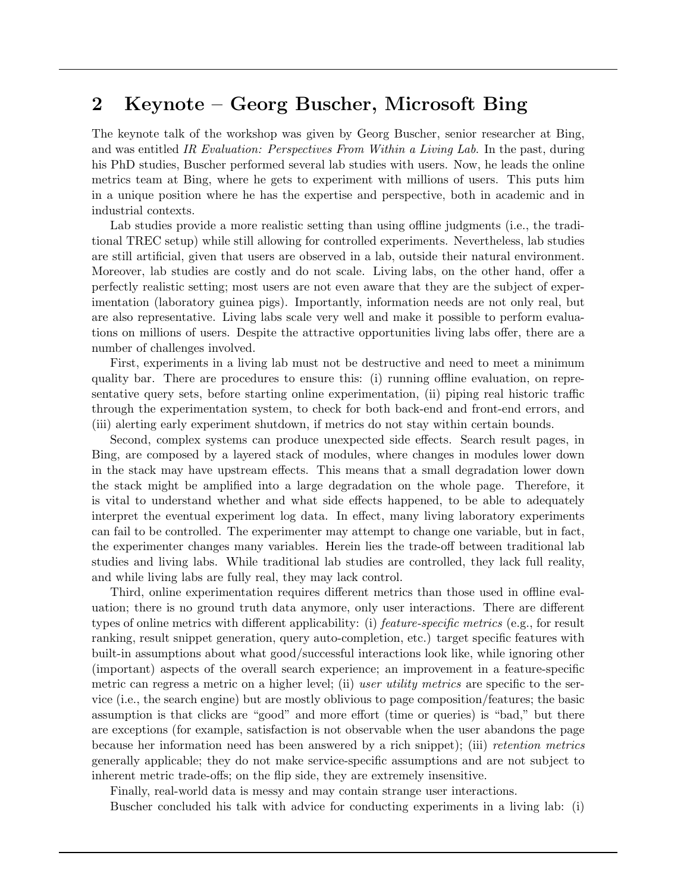## 2 Keynote – Georg Buscher, Microsoft Bing

The keynote talk of the workshop was given by Georg Buscher, senior researcher at Bing, and was entitled *IR Evaluation: Perspectives From Within a Living Lab*. In the past, during his PhD studies, Buscher performed several lab studies with users. Now, he leads the online metrics team at Bing, where he gets to experiment with millions of users. This puts him in a unique position where he has the expertise and perspective, both in academic and in industrial contexts.

Lab studies provide a more realistic setting than using offline judgments (i.e., the traditional TREC setup) while still allowing for controlled experiments. Nevertheless, lab studies are still artificial, given that users are observed in a lab, outside their natural environment. Moreover, lab studies are costly and do not scale. Living labs, on the other hand, offer a perfectly realistic setting; most users are not even aware that they are the subject of experimentation (laboratory guinea pigs). Importantly, information needs are not only real, but are also representative. Living labs scale very well and make it possible to perform evaluations on millions of users. Despite the attractive opportunities living labs offer, there are a number of challenges involved.

First, experiments in a living lab must not be destructive and need to meet a minimum quality bar. There are procedures to ensure this: (i) running offline evaluation, on representative query sets, before starting online experimentation, (ii) piping real historic traffic through the experimentation system, to check for both back-end and front-end errors, and (iii) alerting early experiment shutdown, if metrics do not stay within certain bounds.

Second, complex systems can produce unexpected side effects. Search result pages, in Bing, are composed by a layered stack of modules, where changes in modules lower down in the stack may have upstream effects. This means that a small degradation lower down the stack might be amplified into a large degradation on the whole page. Therefore, it is vital to understand whether and what side effects happened, to be able to adequately interpret the eventual experiment log data. In effect, many living laboratory experiments can fail to be controlled. The experimenter may attempt to change one variable, but in fact, the experimenter changes many variables. Herein lies the trade-off between traditional lab studies and living labs. While traditional lab studies are controlled, they lack full reality, and while living labs are fully real, they may lack control.

Third, online experimentation requires different metrics than those used in offline evaluation; there is no ground truth data anymore, only user interactions. There are different types of online metrics with different applicability: (i) *feature-specific metrics* (e.g., for result ranking, result snippet generation, query auto-completion, etc.) target specific features with built-in assumptions about what good/successful interactions look like, while ignoring other (important) aspects of the overall search experience; an improvement in a feature-specific metric can regress a metric on a higher level; (ii) *user utility metrics* are specific to the service (i.e., the search engine) but are mostly oblivious to page composition/features; the basic assumption is that clicks are "good" and more effort (time or queries) is "bad," but there are exceptions (for example, satisfaction is not observable when the user abandons the page because her information need has been answered by a rich snippet); (iii) *retention metrics* generally applicable; they do not make service-specific assumptions and are not subject to inherent metric trade-offs; on the flip side, they are extremely insensitive.

Finally, real-world data is messy and may contain strange user interactions.

Buscher concluded his talk with advice for conducting experiments in a living lab: (i)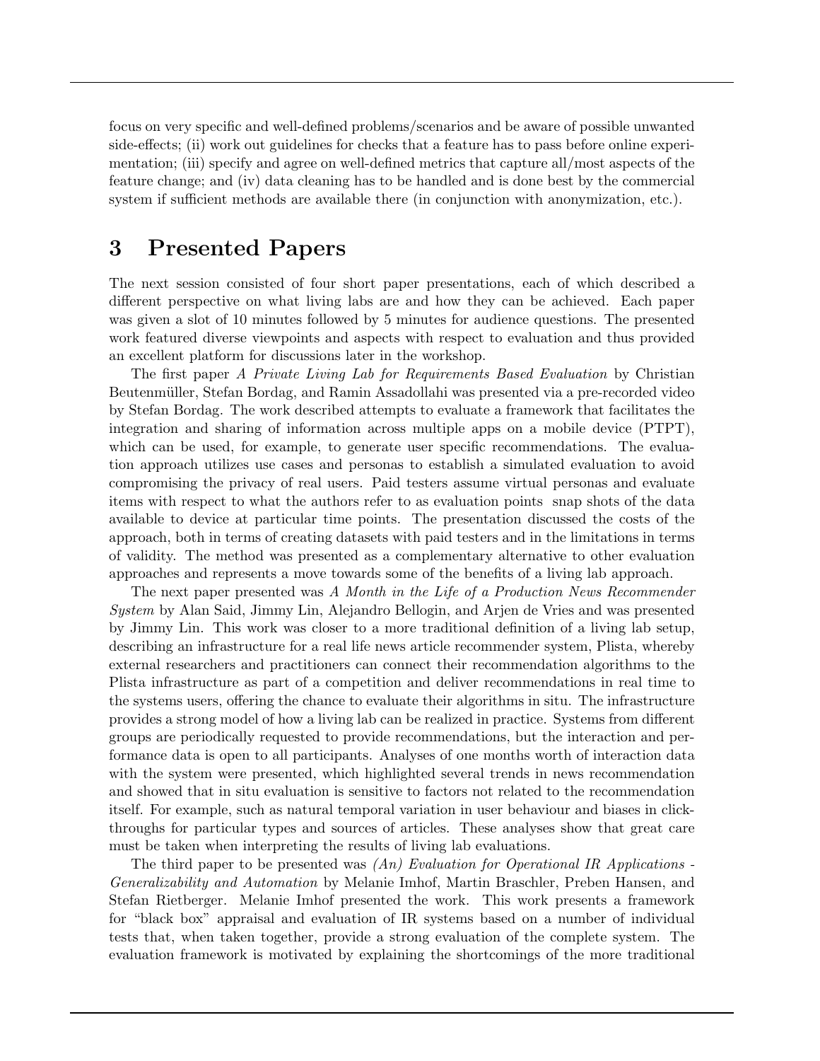focus on very specific and well-defined problems/scenarios and be aware of possible unwanted side-effects; (ii) work out guidelines for checks that a feature has to pass before online experimentation; (iii) specify and agree on well-defined metrics that capture all/most aspects of the feature change; and (iv) data cleaning has to be handled and is done best by the commercial system if sufficient methods are available there (in conjunction with anonymization, etc.).

# 3 Presented Papers

The next session consisted of four short paper presentations, each of which described a different perspective on what living labs are and how they can be achieved. Each paper was given a slot of 10 minutes followed by 5 minutes for audience questions. The presented work featured diverse viewpoints and aspects with respect to evaluation and thus provided an excellent platform for discussions later in the workshop.

The first paper *A Private Living Lab for Requirements Based Evaluation* by Christian Beutenmüller, Stefan Bordag, and Ramin Assadollahi was presented via a pre-recorded video by Stefan Bordag. The work described attempts to evaluate a framework that facilitates the integration and sharing of information across multiple apps on a mobile device (PTPT), which can be used, for example, to generate user specific recommendations. The evaluation approach utilizes use cases and personas to establish a simulated evaluation to avoid compromising the privacy of real users. Paid testers assume virtual personas and evaluate items with respect to what the authors refer to as evaluation points snap shots of the data available to device at particular time points. The presentation discussed the costs of the approach, both in terms of creating datasets with paid testers and in the limitations in terms of validity. The method was presented as a complementary alternative to other evaluation approaches and represents a move towards some of the benefits of a living lab approach.

The next paper presented was *A Month in the Life of a Production News Recommender System* by Alan Said, Jimmy Lin, Alejandro Bellogin, and Arjen de Vries and was presented by Jimmy Lin. This work was closer to a more traditional definition of a living lab setup, describing an infrastructure for a real life news article recommender system, Plista, whereby external researchers and practitioners can connect their recommendation algorithms to the Plista infrastructure as part of a competition and deliver recommendations in real time to the systems users, offering the chance to evaluate their algorithms in situ. The infrastructure provides a strong model of how a living lab can be realized in practice. Systems from different groups are periodically requested to provide recommendations, but the interaction and performance data is open to all participants. Analyses of one months worth of interaction data with the system were presented, which highlighted several trends in news recommendation and showed that in situ evaluation is sensitive to factors not related to the recommendation itself. For example, such as natural temporal variation in user behaviour and biases in click-throughs for particular types and sources of articles. These analyses show that great care must be taken when interpreting the results of living lab evaluations.

The third paper to be presented was *(An) Evaluation for Operational IR Applications - Generalizability and Automation* by Melanie Imhof, Martin Braschler, Preben Hansen, and Stefan Rietberger. Melanie Imhof presented the work. This work presents a framework for "black box" appraisal and evaluation of IR systems based on a number of individual tests that, when taken together, provide a strong evaluation of the complete system. The evaluation framework is motivated by explaining the shortcomings of the more traditional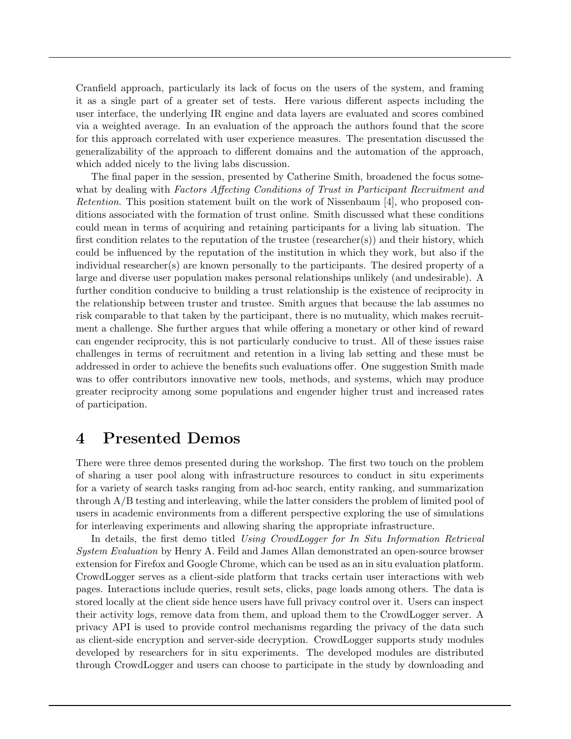Cranfield approach, particularly its lack of focus on the users of the system, and framing it as a single part of a greater set of tests. Here various different aspects including the user interface, the underlying IR engine and data layers are evaluated and scores combined via a weighted average. In an evaluation of the approach the authors found that the score for this approach correlated with user experience measures. The presentation discussed the generalizability of the approach to different domains and the automation of the approach, which added nicely to the living labs discussion.

The final paper in the session, presented by Catherine Smith, broadened the focus somewhat by dealing with *Factors Affecting Conditions of Trust in Participant Recruitment and Retention*. This position statement built on the work of Nissenbaum [4], who proposed conditions associated with the formation of trust online. Smith discussed what these conditions could mean in terms of acquiring and retaining participants for a living lab situation. The first condition relates to the reputation of the trustee (researcher(s)) and their history, which could be influenced by the reputation of the institution in which they work, but also if the individual researcher(s) are known personally to the participants. The desired property of a large and diverse user population makes personal relationships unlikely (and undesirable). A further condition conducive to building a trust relationship is the existence of reciprocity in the relationship between truster and trustee. Smith argues that because the lab assumes no risk comparable to that taken by the participant, there is no mutuality, which makes recruitment a challenge. She further argues that while offering a monetary or other kind of reward can engender reciprocity, this is not particularly conducive to trust. All of these issues raise challenges in terms of recruitment and retention in a living lab setting and these must be addressed in order to achieve the benefits such evaluations offer. One suggestion Smith made was to offer contributors innovative new tools, methods, and systems, which may produce greater reciprocity among some populations and engender higher trust and increased rates of participation.

# 4 Presented Demos

There were three demos presented during the workshop. The first two touch on the problem of sharing a user pool along with infrastructure resources to conduct in situ experiments for a variety of search tasks ranging from ad-hoc search, entity ranking, and summarization through A/B testing and interleaving, while the latter considers the problem of limited pool of users in academic environments from a different perspective exploring the use of simulations for interleaving experiments and allowing sharing the appropriate infrastructure.

In details, the first demo titled *Using CrowdLogger for In Situ Information Retrieval System Evaluation* by Henry A. Feild and James Allan demonstrated an open-source browser extension for Firefox and Google Chrome, which can be used as an in situ evaluation platform. CrowdLogger serves as a client-side platform that tracks certain user interactions with web pages. Interactions include queries, result sets, clicks, page loads among others. The data is stored locally at the client side hence users have full privacy control over it. Users can inspect their activity logs, remove data from them, and upload them to the CrowdLogger server. A privacy API is used to provide control mechanisms regarding the privacy of the data such as client-side encryption and server-side decryption. CrowdLogger supports study modules developed by researchers for in situ experiments. The developed modules are distributed through CrowdLogger and users can choose to participate in the study by downloading and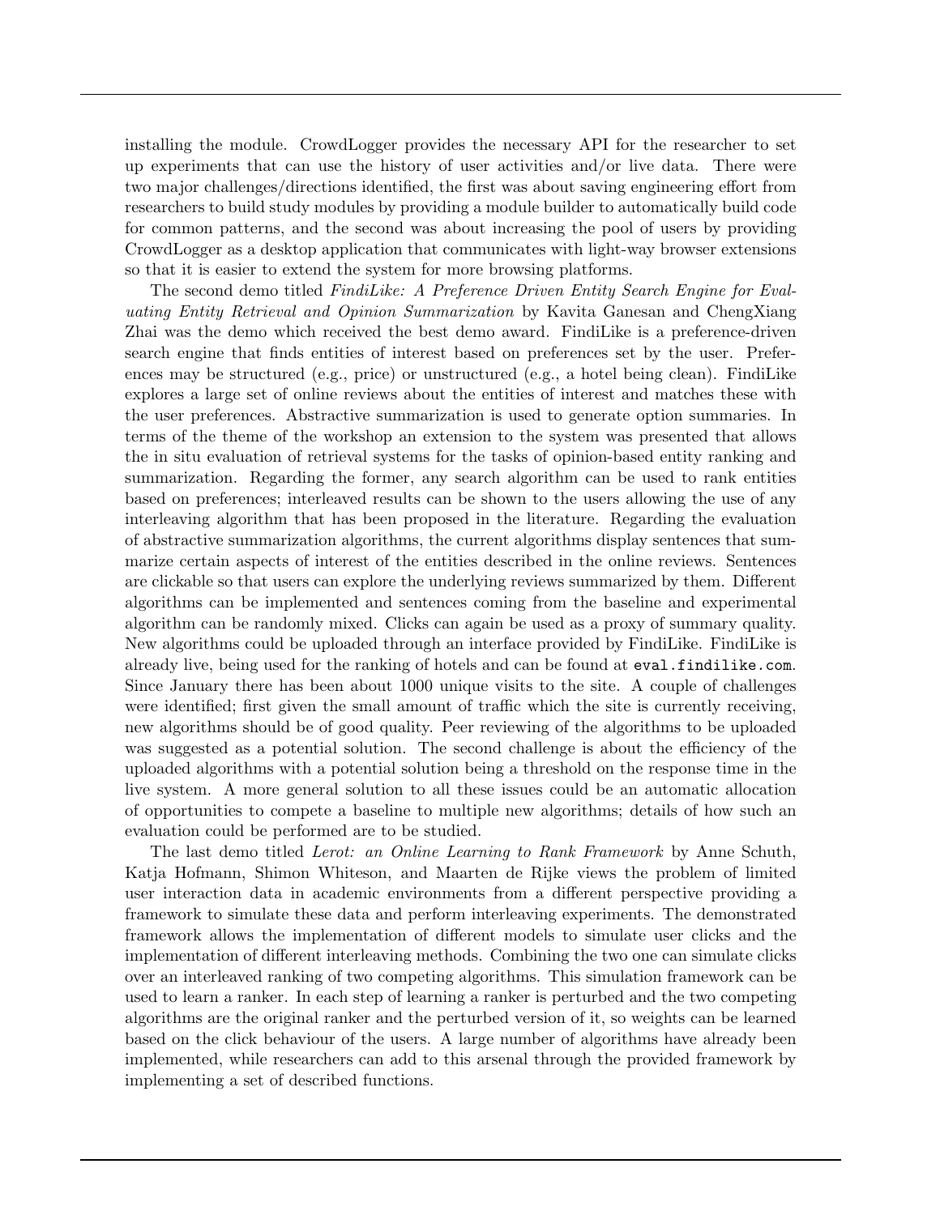installing the module. CrowdLogger provides the necessary API for the researcher to set up experiments that can use the history of user activities and/or live data. There were two major challenges/directions identified, the first was about saving engineering effort from researchers to build study modules by providing a module builder to automatically build code for common patterns, and the second was about increasing the pool of users by providing CrowdLogger as a desktop application that communicates with light-way browser extensions so that it is easier to extend the system for more browsing platforms.

The second demo titled *FindiLike: A Preference Driven Entity Search Engine for Evaluating Entity Retrieval and Opinion Summarization* by Kavita Ganesan and ChengXiang Zhai was the demo which received the best demo award. FindiLike is a preference-driven search engine that finds entities of interest based on preferences set by the user. Preferences may be structured (e.g., price) or unstructured (e.g., a hotel being clean). FindiLike explores a large set of online reviews about the entities of interest and matches these with the user preferences. Abstractive summarization is used to generate option summaries. In terms of the theme of the workshop an extension to the system was presented that allows the in situ evaluation of retrieval systems for the tasks of opinion-based entity ranking and summarization. Regarding the former, any search algorithm can be used to rank entities based on preferences; interleaved results can be shown to the users allowing the use of any interleaving algorithm that has been proposed in the literature. Regarding the evaluation of abstractive summarization algorithms, the current algorithms display sentences that summarize certain aspects of interest of the entities described in the online reviews. Sentences are clickable so that users can explore the underlying reviews summarized by them. Different algorithms can be implemented and sentences coming from the baseline and experimental algorithm can be randomly mixed. Clicks can again be used as a proxy of summary quality. New algorithms could be uploaded through an interface provided by FindiLike. FindiLike is already live, being used for the ranking of hotels and can be found at `eval.findilike.com`. Since January there has been about 1000 unique visits to the site. A couple of challenges were identified; first given the small amount of traffic which the site is currently receiving, new algorithms should be of good quality. Peer reviewing of the algorithms to be uploaded was suggested as a potential solution. The second challenge is about the efficiency of the uploaded algorithms with a potential solution being a threshold on the response time in the live system. A more general solution to all these issues could be an automatic allocation of opportunities to compete a baseline to multiple new algorithms; details of how such an evaluation could be performed are to be studied.

The last demo titled *Lerot: an Online Learning to Rank Framework* by Anne Schuth, Katja Hofmann, Shimon Whiteson, and Maarten de Rijke views the problem of limited user interaction data in academic environments from a different perspective providing a framework to simulate these data and perform interleaving experiments. The demonstrated framework allows the implementation of different models to simulate user clicks and the implementation of different interleaving methods. Combining the two one can simulate clicks over an interleaved ranking of two competing algorithms. This simulation framework can be used to learn a ranker. In each step of learning a ranker is perturbed and the two competing algorithms are the original ranker and the perturbed version of it, so weights can be learned based on the click behaviour of the users. A large number of algorithms have already been implemented, while researchers can add to this arsenal through the provided framework by implementing a set of described functions.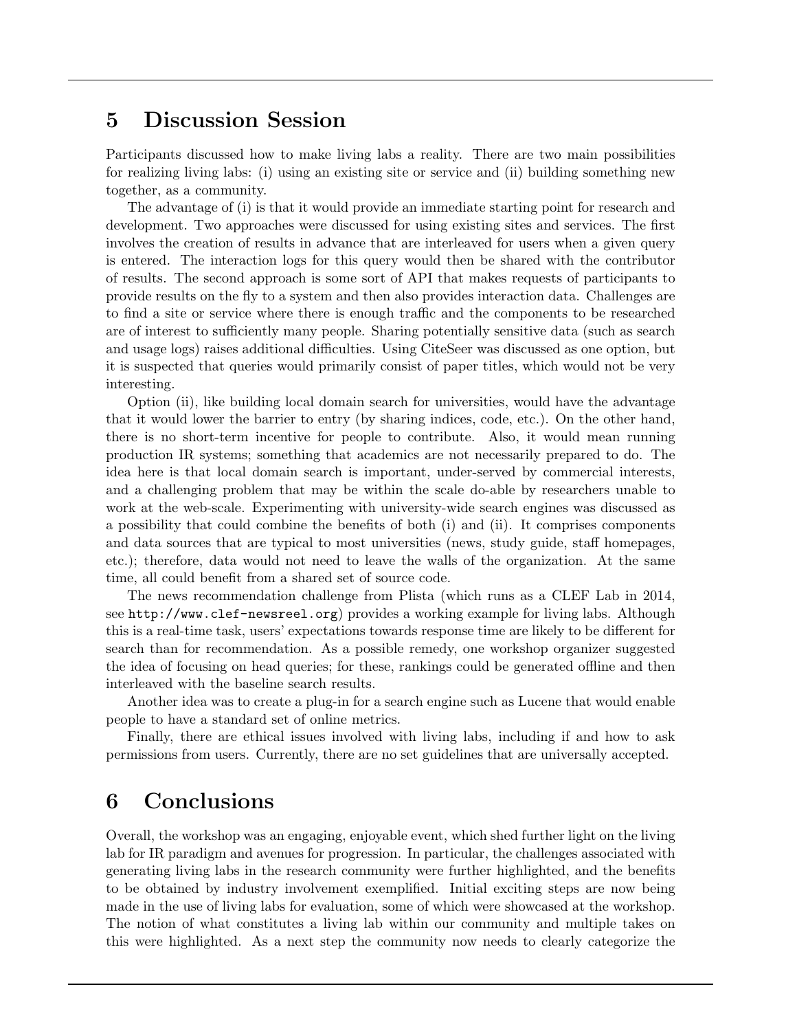## 5 Discussion Session

Participants discussed how to make living labs a reality. There are two main possibilities for realizing living labs: (i) using an existing site or service and (ii) building something new together, as a community.

The advantage of (i) is that it would provide an immediate starting point for research and development. Two approaches were discussed for using existing sites and services. The first involves the creation of results in advance that are interleaved for users when a given query is entered. The interaction logs for this query would then be shared with the contributor of results. The second approach is some sort of API that makes requests of participants to provide results on the fly to a system and then also provides interaction data. Challenges are to find a site or service where there is enough traffic and the components to be researched are of interest to sufficiently many people. Sharing potentially sensitive data (such as search and usage logs) raises additional difficulties. Using CiteSeer was discussed as one option, but it is suspected that queries would primarily consist of paper titles, which would not be very interesting.

Option (ii), like building local domain search for universities, would have the advantage that it would lower the barrier to entry (by sharing indices, code, etc.). On the other hand, there is no short-term incentive for people to contribute. Also, it would mean running production IR systems; something that academics are not necessarily prepared to do. The idea here is that local domain search is important, under-served by commercial interests, and a challenging problem that may be within the scale do-able by researchers unable to work at the web-scale. Experimenting with university-wide search engines was discussed as a possibility that could combine the benefits of both (i) and (ii). It comprises components and data sources that are typical to most universities (news, study guide, staff homepages, etc.); therefore, data would not need to leave the walls of the organization. At the same time, all could benefit from a shared set of source code.

The news recommendation challenge from Plista (which runs as a CLEF Lab in 2014, see `http://www.clef-newsreel.org`) provides a working example for living labs. Although this is a real-time task, users' expectations towards response time are likely to be different for search than for recommendation. As a possible remedy, one workshop organizer suggested the idea of focusing on head queries; for these, rankings could be generated offline and then interleaved with the baseline search results.

Another idea was to create a plug-in for a search engine such as Lucene that would enable people to have a standard set of online metrics.

Finally, there are ethical issues involved with living labs, including if and how to ask permissions from users. Currently, there are no set guidelines that are universally accepted.

## 6 Conclusions

Overall, the workshop was an engaging, enjoyable event, which shed further light on the living lab for IR paradigm and avenues for progression. In particular, the challenges associated with generating living labs in the research community were further highlighted, and the benefits to be obtained by industry involvement exemplified. Initial exciting steps are now being made in the use of living labs for evaluation, some of which were showcased at the workshop. The notion of what constitutes a living lab within our community and multiple takes on this were highlighted. As a next step the community now needs to clearly categorize the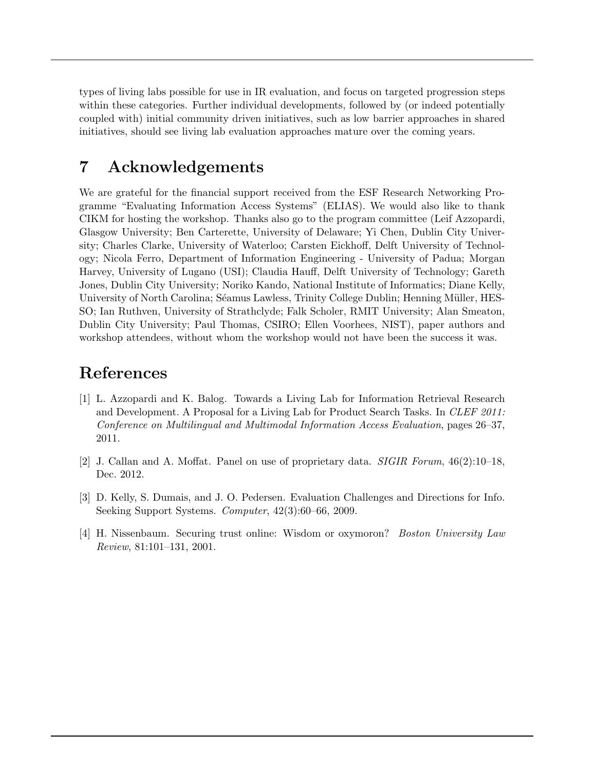types of living labs possible for use in IR evaluation, and focus on targeted progression steps within these categories. Further individual developments, followed by (or indeed potentially coupled with) initial community driven initiatives, such as low barrier approaches in shared initiatives, should see living lab evaluation approaches mature over the coming years.

## 7 Acknowledgements

We are grateful for the financial support received from the ESF Research Networking Programme "Evaluating Information Access Systems" (ELIAS). We would also like to thank CIKM for hosting the workshop. Thanks also go to the program committee (Leif Azzopardi, Glasgow University; Ben Carterette, University of Delaware; Yi Chen, Dublin City University; Charles Clarke, University of Waterloo; Carsten Eickhoff, Delft University of Technology; Nicola Ferro, Department of Information Engineering - University of Padua; Morgan Harvey, University of Lugano (USI); Claudia Hauff, Delft University of Technology; Gareth Jones, Dublin City University; Noriko Kando, National Institute of Informatics; Diane Kelly, University of North Carolina; Séamus Lawless, Trinity College Dublin; Henning Müller, HES-SO; Ian Ruthven, University of Strathclyde; Falk Scholer, RMIT University; Alan Smeaton, Dublin City University; Paul Thomas, CSIRO; Ellen Voorhees, NIST), paper authors and workshop attendees, without whom the workshop would not have been the success it was.

## References

[1] L. Azzopardi and K. Balog. Towards a Living Lab for Information Retrieval Research and Development. A Proposal for a Living Lab for Product Search Tasks. In *CLEF 2011: Conference on Multilingual and Multimodal Information Access Evaluation*, pages 26–37, 2011.

[2] J. Callan and A. Moffat. Panel on use of proprietary data. *SIGIR Forum*, 46(2):10–18, Dec. 2012.

[3] D. Kelly, S. Dumais, and J. O. Pedersen. Evaluation Challenges and Directions for Info. Seeking Support Systems. *Computer*, 42(3):60–66, 2009.

[4] H. Nissenbaum. Securing trust online: Wisdom or oxymoron? *Boston University Law Review*, 81:101–131, 2001.